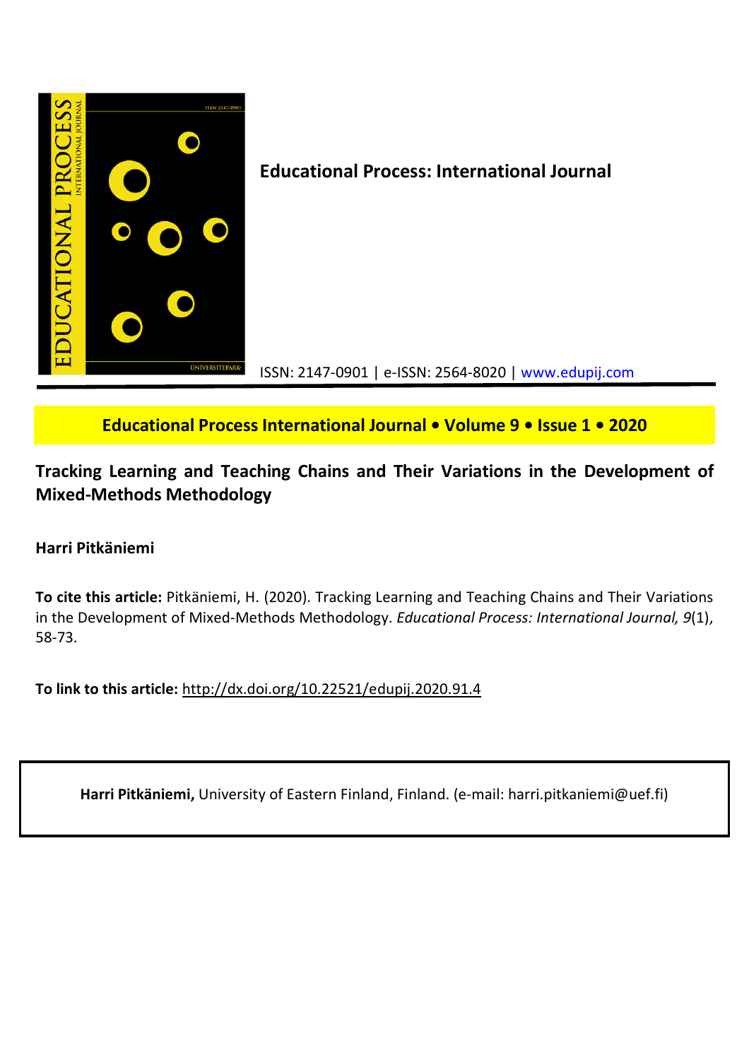**Educational Process: International Journal**

ISSN: 2147-0901 | e-ISSN: 2564-8020 | www.edupij.com

**Educational Process International Journal • Volume 9 • Issue 1 • 2020**

# Tracking Learning and Teaching Chains and Their Variations in the Development of Mixed-Methods Methodology

**Harri Pitkäniemi**

**To cite this article:** Pitkäniemi, H. (2020). Tracking Learning and Teaching Chains and Their Variations in the Development of Mixed-Methods Methodology. *Educational Process: International Journal, 9*(1), 58-73.

**To link to this article:** http://dx.doi.org/10.22521/edupij.2020.91.4

**Harri Pitkäniemi,** University of Eastern Finland, Finland. (e-mail: harri.pitkaniemi@uef.fi)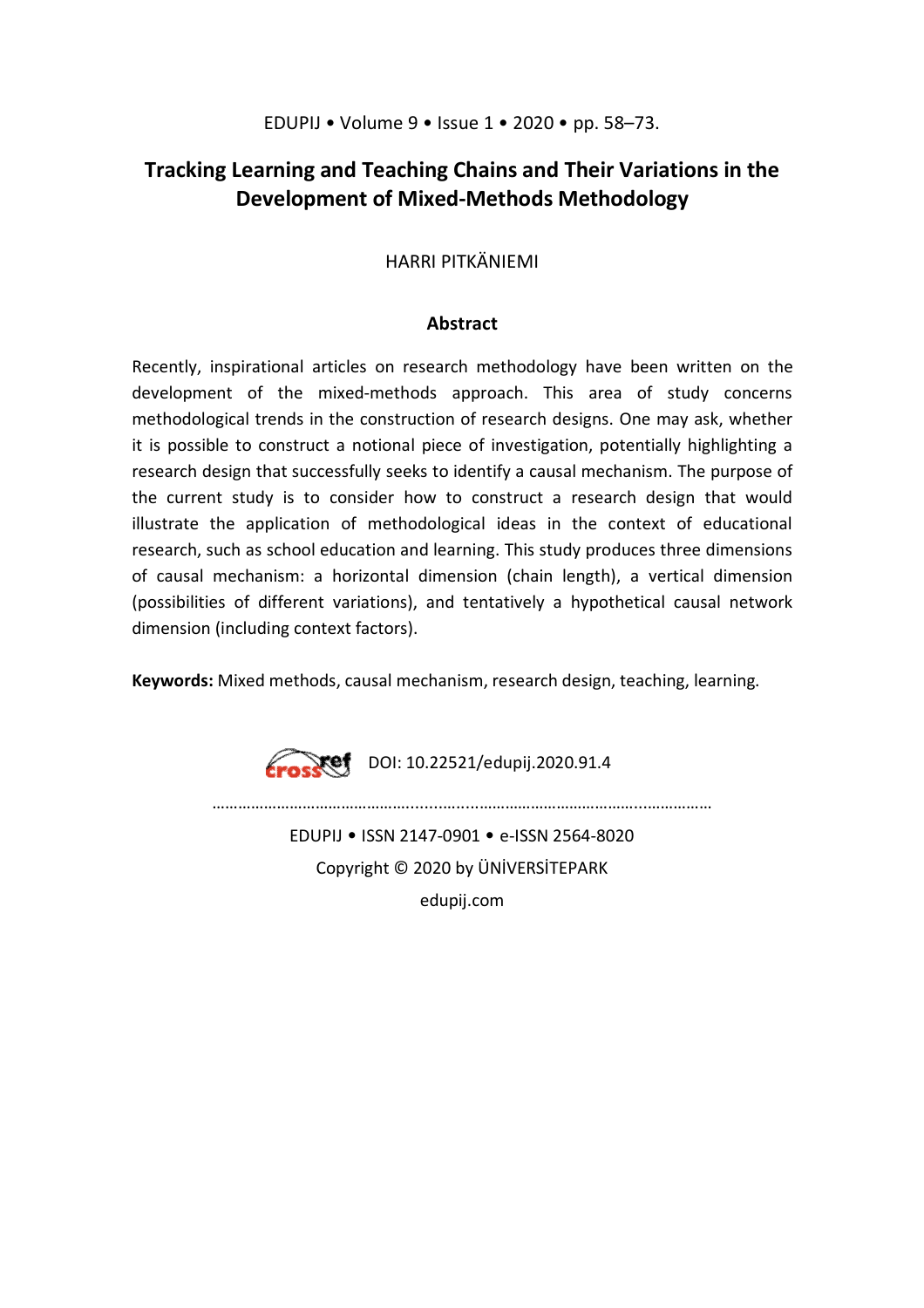# Tracking Learning and Teaching Chains and Their Variations in the Development of Mixed-Methods Methodology

HARRI PITKÄNIEMI

## Abstract

Recently, inspirational articles on research methodology have been written on the development of the mixed-methods approach. This area of study concerns methodological trends in the construction of research designs. One may ask, whether it is possible to construct a notional piece of investigation, potentially highlighting a research design that successfully seeks to identify a causal mechanism. The purpose of the current study is to consider how to construct a research design that would illustrate the application of methodological ideas in the context of educational research, such as school education and learning. This study produces three dimensions of causal mechanism: a horizontal dimension (chain length), a vertical dimension (possibilities of different variations), and tentatively a hypothetical causal network dimension (including context factors).

**Keywords:** Mixed methods, causal mechanism, research design, teaching, learning.

DOI: 10.22521/edupij.2020.91.4

EDUPIJ • ISSN 2147-0901 • e-ISSN 2564-8020

Copyright © 2020 by ÜNİVERSİTEPARK

edupij.com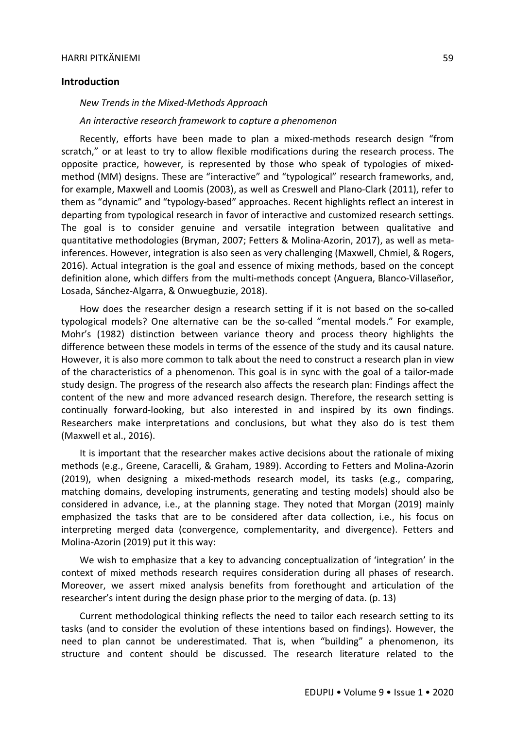## Introduction

*New Trends in the Mixed-Methods Approach*

*An interactive research framework to capture a phenomenon*

Recently, efforts have been made to plan a mixed-methods research design "from scratch," or at least to try to allow flexible modifications during the research process. The opposite practice, however, is represented by those who speak of typologies of mixed-method (MM) designs. These are "interactive" and "typological" research frameworks, and, for example, Maxwell and Loomis (2003), as well as Creswell and Plano-Clark (2011), refer to them as "dynamic" and "typology-based" approaches. Recent highlights reflect an interest in departing from typological research in favor of interactive and customized research settings. The goal is to consider genuine and versatile integration between qualitative and quantitative methodologies (Bryman, 2007; Fetters & Molina-Azorin, 2017), as well as meta-inferences. However, integration is also seen as very challenging (Maxwell, Chmiel, & Rogers, 2016). Actual integration is the goal and essence of mixing methods, based on the concept definition alone, which differs from the multi-methods concept (Anguera, Blanco-Villaseñor, Losada, Sánchez-Algarra, & Onwuegbuzie, 2018).

How does the researcher design a research setting if it is not based on the so-called typological models? One alternative can be the so-called "mental models." For example, Mohr's (1982) distinction between variance theory and process theory highlights the difference between these models in terms of the essence of the study and its causal nature. However, it is also more common to talk about the need to construct a research plan in view of the characteristics of a phenomenon. This goal is in sync with the goal of a tailor-made study design. The progress of the research also affects the research plan: Findings affect the content of the new and more advanced research design. Therefore, the research setting is continually forward-looking, but also interested in and inspired by its own findings. Researchers make interpretations and conclusions, but what they also do is test them (Maxwell et al., 2016).

It is important that the researcher makes active decisions about the rationale of mixing methods (e.g., Greene, Caracelli, & Graham, 1989). According to Fetters and Molina-Azorin (2019), when designing a mixed-methods research model, its tasks (e.g., comparing, matching domains, developing instruments, generating and testing models) should also be considered in advance, i.e., at the planning stage. They noted that Morgan (2019) mainly emphasized the tasks that are to be considered after data collection, i.e., his focus on interpreting merged data (convergence, complementarity, and divergence). Fetters and Molina-Azorin (2019) put it this way:

> We wish to emphasize that a key to advancing conceptualization of 'integration' in the context of mixed methods research requires consideration during all phases of research. Moreover, we assert mixed analysis benefits from forethought and articulation of the researcher's intent during the design phase prior to the merging of data. (p. 13)

Current methodological thinking reflects the need to tailor each research setting to its tasks (and to consider the evolution of these intentions based on findings). However, the need to plan cannot be underestimated. That is, when "building" a phenomenon, its structure and content should be discussed. The research literature related to the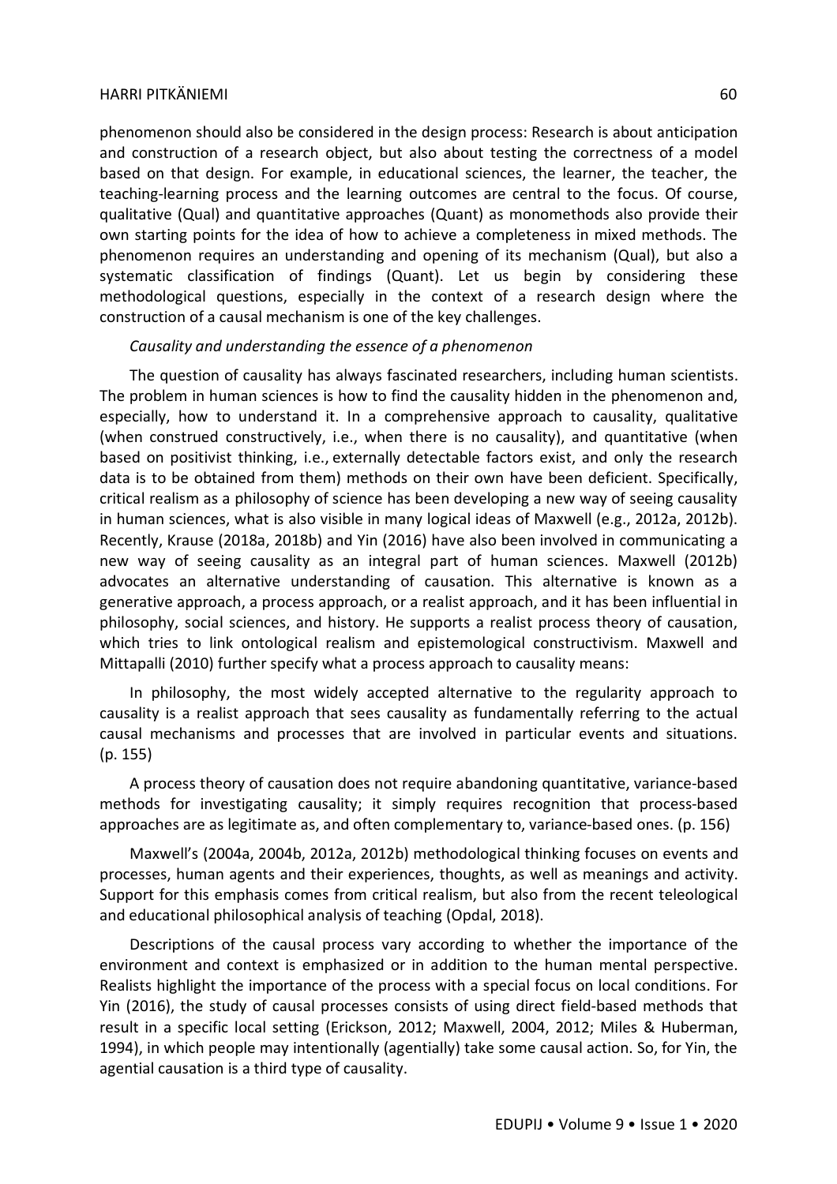phenomenon should also be considered in the design process: Research is about anticipation and construction of a research object, but also about testing the correctness of a model based on that design. For example, in educational sciences, the learner, the teacher, the teaching-learning process and the learning outcomes are central to the focus. Of course, qualitative (Qual) and quantitative approaches (Quant) as monomethods also provide their own starting points for the idea of how to achieve a completeness in mixed methods. The phenomenon requires an understanding and opening of its mechanism (Qual), but also a systematic classification of findings (Quant). Let us begin by considering these methodological questions, especially in the context of a research design where the construction of a causal mechanism is one of the key challenges.

*Causality and understanding the essence of a phenomenon*

The question of causality has always fascinated researchers, including human scientists. The problem in human sciences is how to find the causality hidden in the phenomenon and, especially, how to understand it. In a comprehensive approach to causality, qualitative (when construed constructively, i.e., when there is no causality), and quantitative (when based on positivist thinking, i.e., externally detectable factors exist, and only the research data is to be obtained from them) methods on their own have been deficient. Specifically, critical realism as a philosophy of science has been developing a new way of seeing causality in human sciences, what is also visible in many logical ideas of Maxwell (e.g., 2012a, 2012b). Recently, Krause (2018a, 2018b) and Yin (2016) have also been involved in communicating a new way of seeing causality as an integral part of human sciences. Maxwell (2012b) advocates an alternative understanding of causation. This alternative is known as a generative approach, a process approach, or a realist approach, and it has been influential in philosophy, social sciences, and history. He supports a realist process theory of causation, which tries to link ontological realism and epistemological constructivism. Maxwell and Mittapalli (2010) further specify what a process approach to causality means:

In philosophy, the most widely accepted alternative to the regularity approach to causality is a realist approach that sees causality as fundamentally referring to the actual causal mechanisms and processes that are involved in particular events and situations. (p. 155)

A process theory of causation does not require abandoning quantitative, variance-based methods for investigating causality; it simply requires recognition that process-based approaches are as legitimate as, and often complementary to, variance-based ones. (p. 156)

Maxwell's (2004a, 2004b, 2012a, 2012b) methodological thinking focuses on events and processes, human agents and their experiences, thoughts, as well as meanings and activity. Support for this emphasis comes from critical realism, but also from the recent teleological and educational philosophical analysis of teaching (Opdal, 2018).

Descriptions of the causal process vary according to whether the importance of the environment and context is emphasized or in addition to the human mental perspective. Realists highlight the importance of the process with a special focus on local conditions. For Yin (2016), the study of causal processes consists of using direct field-based methods that result in a specific local setting (Erickson, 2012; Maxwell, 2004, 2012; Miles & Huberman, 1994), in which people may intentionally (agentially) take some causal action. So, for Yin, the agential causation is a third type of causality.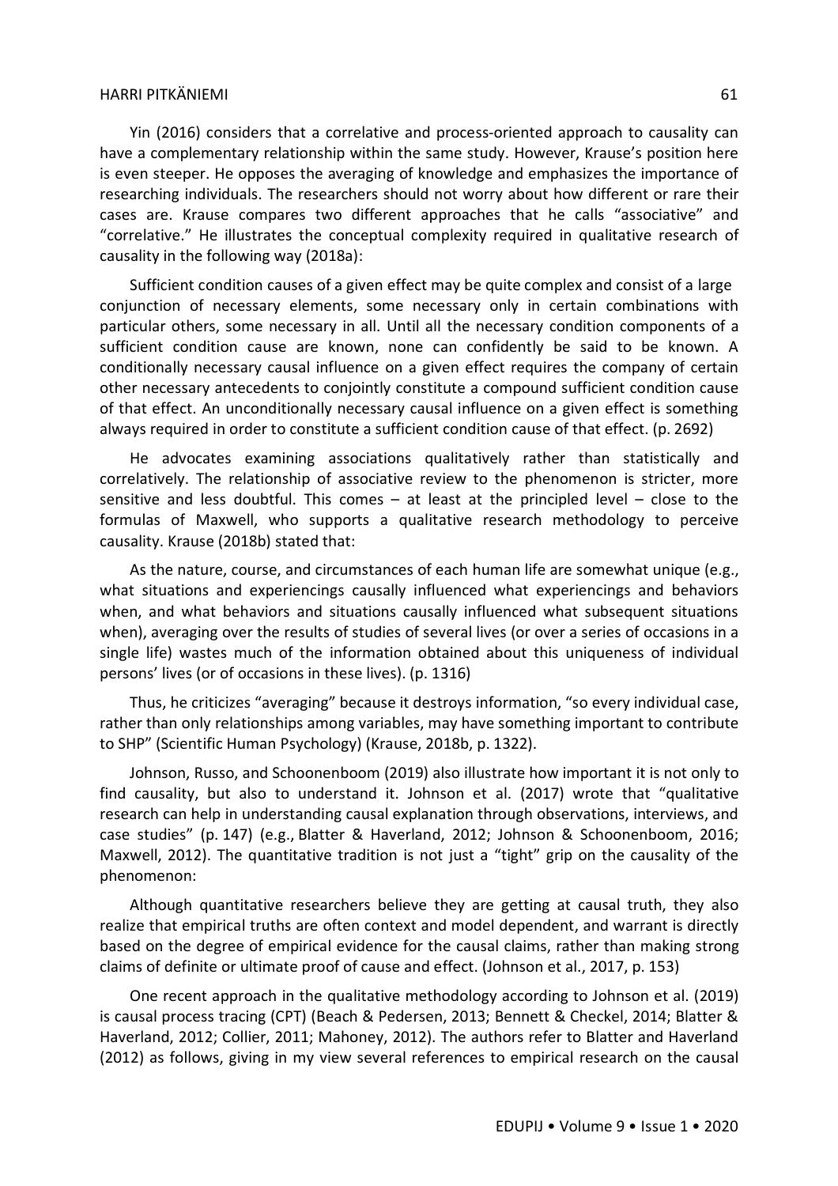Yin (2016) considers that a correlative and process-oriented approach to causality can have a complementary relationship within the same study. However, Krause's position here is even steeper. He opposes the averaging of knowledge and emphasizes the importance of researching individuals. The researchers should not worry about how different or rare their cases are. Krause compares two different approaches that he calls "associative" and "correlative." He illustrates the conceptual complexity required in qualitative research of causality in the following way (2018a):

> Sufficient condition causes of a given effect may be quite complex and consist of a large conjunction of necessary elements, some necessary only in certain combinations with particular others, some necessary in all. Until all the necessary condition components of a sufficient condition cause are known, none can confidently be said to be known. A conditionally necessary causal influence on a given effect requires the company of certain other necessary antecedents to conjointly constitute a compound sufficient condition cause of that effect. An unconditionally necessary causal influence on a given effect is something always required in order to constitute a sufficient condition cause of that effect. (p. 2692)

He advocates examining associations qualitatively rather than statistically and correlatively. The relationship of associative review to the phenomenon is stricter, more sensitive and less doubtful. This comes – at least at the principled level – close to the formulas of Maxwell, who supports a qualitative research methodology to perceive causality. Krause (2018b) stated that:

> As the nature, course, and circumstances of each human life are somewhat unique (e.g., what situations and experiencings causally influenced what experiencings and behaviors when, and what behaviors and situations causally influenced what subsequent situations when), averaging over the results of studies of several lives (or over a series of occasions in a single life) wastes much of the information obtained about this uniqueness of individual persons' lives (or of occasions in these lives). (p. 1316)

Thus, he criticizes "averaging" because it destroys information, "so every individual case, rather than only relationships among variables, may have something important to contribute to SHP" (Scientific Human Psychology) (Krause, 2018b, p. 1322).

Johnson, Russo, and Schoonenboom (2019) also illustrate how important it is not only to find causality, but also to understand it. Johnson et al. (2017) wrote that "qualitative research can help in understanding causal explanation through observations, interviews, and case studies" (p. 147) (e.g., Blatter & Haverland, 2012; Johnson & Schoonenboom, 2016; Maxwell, 2012). The quantitative tradition is not just a "tight" grip on the causality of the phenomenon:

> Although quantitative researchers believe they are getting at causal truth, they also realize that empirical truths are often context and model dependent, and warrant is directly based on the degree of empirical evidence for the causal claims, rather than making strong claims of definite or ultimate proof of cause and effect. (Johnson et al., 2017, p. 153)

One recent approach in the qualitative methodology according to Johnson et al. (2019) is causal process tracing (CPT) (Beach & Pedersen, 2013; Bennett & Checkel, 2014; Blatter & Haverland, 2012; Collier, 2011; Mahoney, 2012). The authors refer to Blatter and Haverland (2012) as follows, giving in my view several references to empirical research on the causal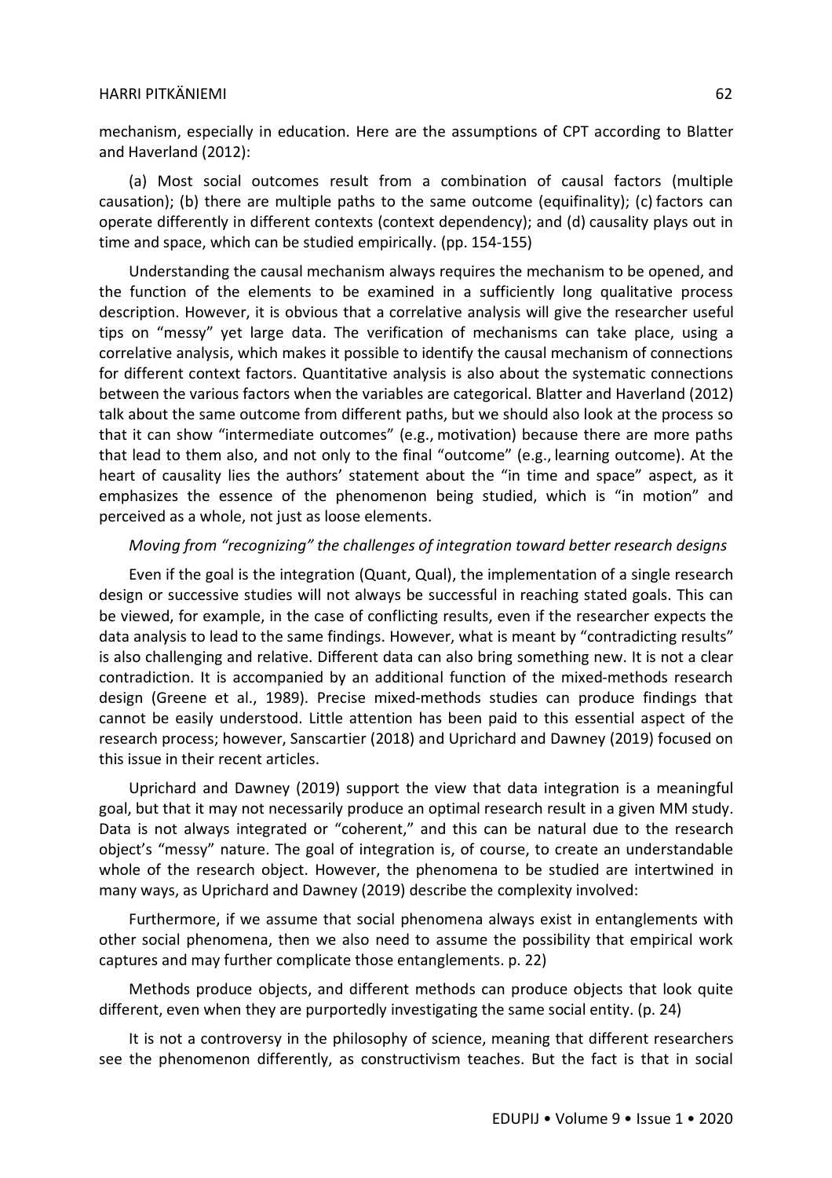mechanism, especially in education. Here are the assumptions of CPT according to Blatter and Haverland (2012):

> (a) Most social outcomes result from a combination of causal factors (multiple causation); (b) there are multiple paths to the same outcome (equifinality); (c) factors can operate differently in different contexts (context dependency); and (d) causality plays out in time and space, which can be studied empirically. (pp. 154-155)

Understanding the causal mechanism always requires the mechanism to be opened, and the function of the elements to be examined in a sufficiently long qualitative process description. However, it is obvious that a correlative analysis will give the researcher useful tips on "messy" yet large data. The verification of mechanisms can take place, using a correlative analysis, which makes it possible to identify the causal mechanism of connections for different context factors. Quantitative analysis is also about the systematic connections between the various factors when the variables are categorical. Blatter and Haverland (2012) talk about the same outcome from different paths, but we should also look at the process so that it can show "intermediate outcomes" (e.g., motivation) because there are more paths that lead to them also, and not only to the final "outcome" (e.g., learning outcome). At the heart of causality lies the authors' statement about the "in time and space" aspect, as it emphasizes the essence of the phenomenon being studied, which is "in motion" and perceived as a whole, not just as loose elements.

*Moving from "recognizing" the challenges of integration toward better research designs*

Even if the goal is the integration (Quant, Qual), the implementation of a single research design or successive studies will not always be successful in reaching stated goals. This can be viewed, for example, in the case of conflicting results, even if the researcher expects the data analysis to lead to the same findings. However, what is meant by "contradicting results" is also challenging and relative. Different data can also bring something new. It is not a clear contradiction. It is accompanied by an additional function of the mixed-methods research design (Greene et al., 1989). Precise mixed-methods studies can produce findings that cannot be easily understood. Little attention has been paid to this essential aspect of the research process; however, Sanscartier (2018) and Uprichard and Dawney (2019) focused on this issue in their recent articles.

Uprichard and Dawney (2019) support the view that data integration is a meaningful goal, but that it may not necessarily produce an optimal research result in a given MM study. Data is not always integrated or "coherent," and this can be natural due to the research object's "messy" nature. The goal of integration is, of course, to create an understandable whole of the research object. However, the phenomena to be studied are intertwined in many ways, as Uprichard and Dawney (2019) describe the complexity involved:

> Furthermore, if we assume that social phenomena always exist in entanglements with other social phenomena, then we also need to assume the possibility that empirical work captures and may further complicate those entanglements. p. 22)
>
> Methods produce objects, and different methods can produce objects that look quite different, even when they are purportedly investigating the same social entity. (p. 24)

It is not a controversy in the philosophy of science, meaning that different researchers see the phenomenon differently, as constructivism teaches. But the fact is that in social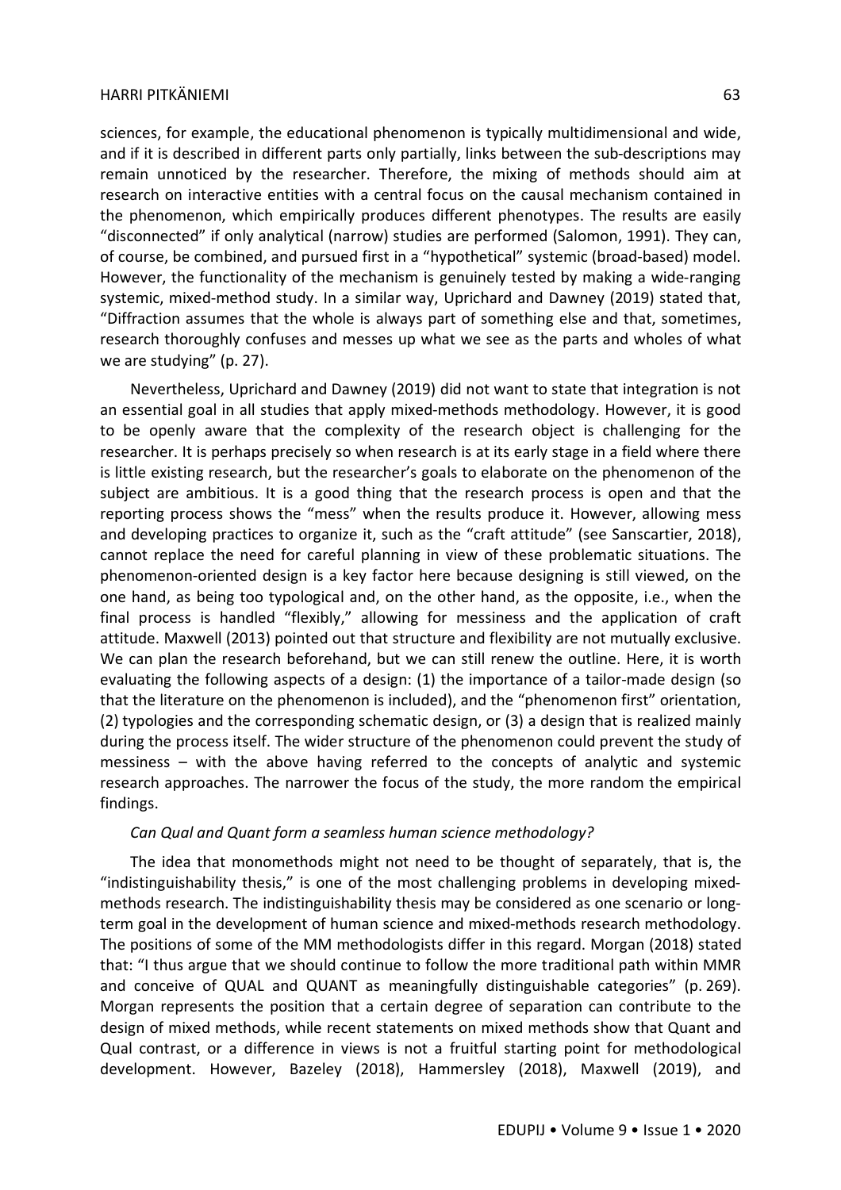sciences, for example, the educational phenomenon is typically multidimensional and wide, and if it is described in different parts only partially, links between the sub-descriptions may remain unnoticed by the researcher. Therefore, the mixing of methods should aim at research on interactive entities with a central focus on the causal mechanism contained in the phenomenon, which empirically produces different phenotypes. The results are easily "disconnected" if only analytical (narrow) studies are performed (Salomon, 1991). They can, of course, be combined, and pursued first in a "hypothetical" systemic (broad-based) model. However, the functionality of the mechanism is genuinely tested by making a wide-ranging systemic, mixed-method study. In a similar way, Uprichard and Dawney (2019) stated that, "Diffraction assumes that the whole is always part of something else and that, sometimes, research thoroughly confuses and messes up what we see as the parts and wholes of what we are studying" (p. 27).

Nevertheless, Uprichard and Dawney (2019) did not want to state that integration is not an essential goal in all studies that apply mixed-methods methodology. However, it is good to be openly aware that the complexity of the research object is challenging for the researcher. It is perhaps precisely so when research is at its early stage in a field where there is little existing research, but the researcher's goals to elaborate on the phenomenon of the subject are ambitious. It is a good thing that the research process is open and that the reporting process shows the "mess" when the results produce it. However, allowing mess and developing practices to organize it, such as the "craft attitude" (see Sanscartier, 2018), cannot replace the need for careful planning in view of these problematic situations. The phenomenon-oriented design is a key factor here because designing is still viewed, on the one hand, as being too typological and, on the other hand, as the opposite, i.e., when the final process is handled "flexibly," allowing for messiness and the application of craft attitude. Maxwell (2013) pointed out that structure and flexibility are not mutually exclusive. We can plan the research beforehand, but we can still renew the outline. Here, it is worth evaluating the following aspects of a design: (1) the importance of a tailor-made design (so that the literature on the phenomenon is included), and the "phenomenon first" orientation, (2) typologies and the corresponding schematic design, or (3) a design that is realized mainly during the process itself. The wider structure of the phenomenon could prevent the study of messiness – with the above having referred to the concepts of analytic and systemic research approaches. The narrower the focus of the study, the more random the empirical findings.

*Can Qual and Quant form a seamless human science methodology?*

The idea that monomethods might not need to be thought of separately, that is, the "indistinguishability thesis," is one of the most challenging problems in developing mixed-methods research. The indistinguishability thesis may be considered as one scenario or long-term goal in the development of human science and mixed-methods research methodology. The positions of some of the MM methodologists differ in this regard. Morgan (2018) stated that: "I thus argue that we should continue to follow the more traditional path within MMR and conceive of QUAL and QUANT as meaningfully distinguishable categories" (p. 269). Morgan represents the position that a certain degree of separation can contribute to the design of mixed methods, while recent statements on mixed methods show that Quant and Qual contrast, or a difference in views is not a fruitful starting point for methodological development. However, Bazeley (2018), Hammersley (2018), Maxwell (2019), and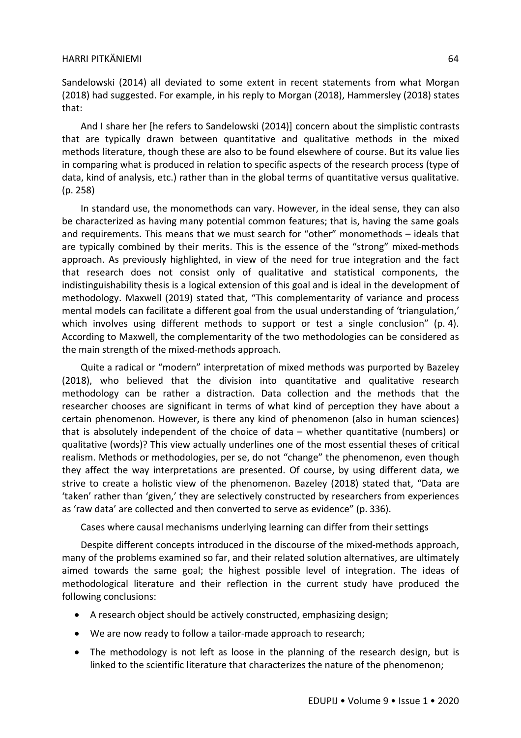Sandelowski (2014) all deviated to some extent in recent statements from what Morgan (2018) had suggested. For example, in his reply to Morgan (2018), Hammersley (2018) states that:

> And I share her [he refers to Sandelowski (2014)] concern about the simplistic contrasts that are typically drawn between quantitative and qualitative methods in the mixed methods literature, though these are also to be found elsewhere of course. But its value lies in comparing what is produced in relation to specific aspects of the research process (type of data, kind of analysis, etc.) rather than in the global terms of quantitative versus qualitative. (p. 258)

In standard use, the monomethods can vary. However, in the ideal sense, they can also be characterized as having many potential common features; that is, having the same goals and requirements. This means that we must search for "other" monomethods – ideals that are typically combined by their merits. This is the essence of the "strong" mixed-methods approach. As previously highlighted, in view of the need for true integration and the fact that research does not consist only of qualitative and statistical components, the indistinguishability thesis is a logical extension of this goal and is ideal in the development of methodology. Maxwell (2019) stated that, "This complementarity of variance and process mental models can facilitate a different goal from the usual understanding of 'triangulation,' which involves using different methods to support or test a single conclusion" (p. 4). According to Maxwell, the complementarity of the two methodologies can be considered as the main strength of the mixed-methods approach.

Quite a radical or "modern" interpretation of mixed methods was purported by Bazeley (2018), who believed that the division into quantitative and qualitative research methodology can be rather a distraction. Data collection and the methods that the researcher chooses are significant in terms of what kind of perception they have about a certain phenomenon. However, is there any kind of phenomenon (also in human sciences) that is absolutely independent of the choice of data – whether quantitative (numbers) or qualitative (words)? This view actually underlines one of the most essential theses of critical realism. Methods or methodologies, per se, do not "change" the phenomenon, even though they affect the way interpretations are presented. Of course, by using different data, we strive to create a holistic view of the phenomenon. Bazeley (2018) stated that, "Data are 'taken' rather than 'given,' they are selectively constructed by researchers from experiences as 'raw data' are collected and then converted to serve as evidence" (p. 336).

Cases where causal mechanisms underlying learning can differ from their settings

Despite different concepts introduced in the discourse of the mixed-methods approach, many of the problems examined so far, and their related solution alternatives, are ultimately aimed towards the same goal; the highest possible level of integration. The ideas of methodological literature and their reflection in the current study have produced the following conclusions:

- A research object should be actively constructed, emphasizing design;
- We are now ready to follow a tailor-made approach to research;
- The methodology is not left as loose in the planning of the research design, but is linked to the scientific literature that characterizes the nature of the phenomenon;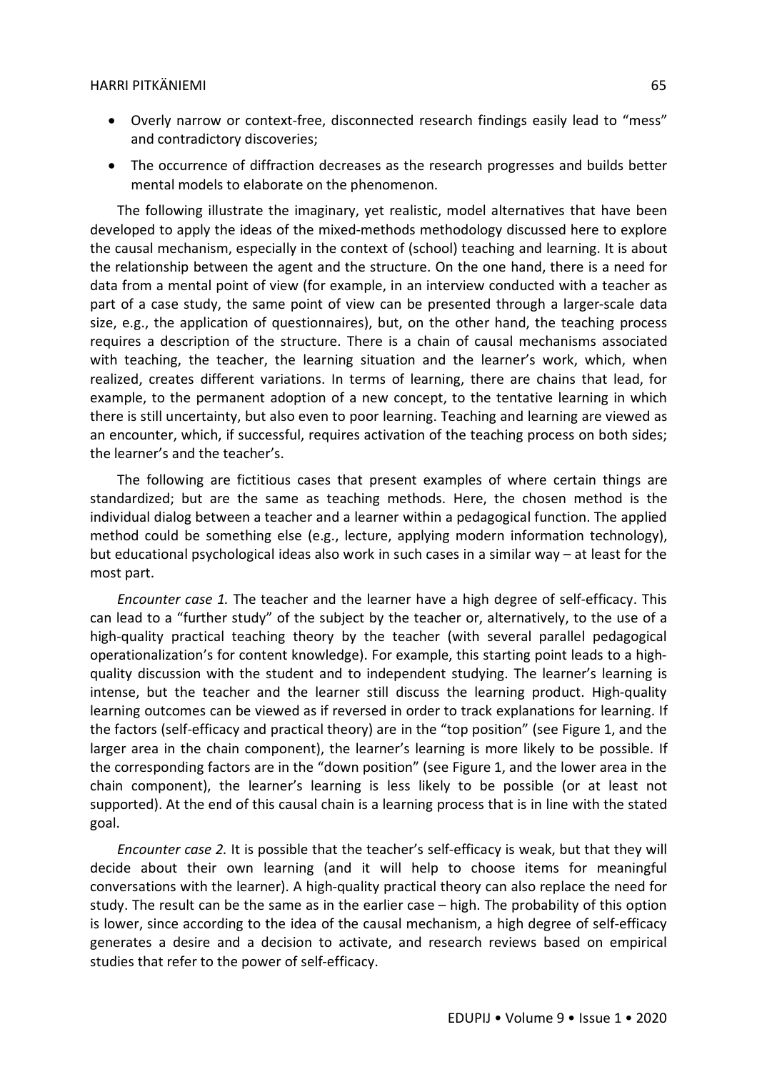- Overly narrow or context-free, disconnected research findings easily lead to "mess" and contradictory discoveries;
- The occurrence of diffraction decreases as the research progresses and builds better mental models to elaborate on the phenomenon.

The following illustrate the imaginary, yet realistic, model alternatives that have been developed to apply the ideas of the mixed-methods methodology discussed here to explore the causal mechanism, especially in the context of (school) teaching and learning. It is about the relationship between the agent and the structure. On the one hand, there is a need for data from a mental point of view (for example, in an interview conducted with a teacher as part of a case study, the same point of view can be presented through a larger-scale data size, e.g., the application of questionnaires), but, on the other hand, the teaching process requires a description of the structure. There is a chain of causal mechanisms associated with teaching, the teacher, the learning situation and the learner's work, which, when realized, creates different variations. In terms of learning, there are chains that lead, for example, to the permanent adoption of a new concept, to the tentative learning in which there is still uncertainty, but also even to poor learning. Teaching and learning are viewed as an encounter, which, if successful, requires activation of the teaching process on both sides; the learner's and the teacher's.

The following are fictitious cases that present examples of where certain things are standardized; but are the same as teaching methods. Here, the chosen method is the individual dialog between a teacher and a learner within a pedagogical function. The applied method could be something else (e.g., lecture, applying modern information technology), but educational psychological ideas also work in such cases in a similar way – at least for the most part.

*Encounter case 1.* The teacher and the learner have a high degree of self-efficacy. This can lead to a "further study" of the subject by the teacher or, alternatively, to the use of a high-quality practical teaching theory by the teacher (with several parallel pedagogical operationalization's for content knowledge). For example, this starting point leads to a high-quality discussion with the student and to independent studying. The learner's learning is intense, but the teacher and the learner still discuss the learning product. High-quality learning outcomes can be viewed as if reversed in order to track explanations for learning. If the factors (self-efficacy and practical theory) are in the "top position" (see Figure 1, and the larger area in the chain component), the learner's learning is more likely to be possible. If the corresponding factors are in the "down position" (see Figure 1, and the lower area in the chain component), the learner's learning is less likely to be possible (or at least not supported). At the end of this causal chain is a learning process that is in line with the stated goal.

*Encounter case 2.* It is possible that the teacher's self-efficacy is weak, but that they will decide about their own learning (and it will help to choose items for meaningful conversations with the learner). A high-quality practical theory can also replace the need for study. The result can be the same as in the earlier case – high. The probability of this option is lower, since according to the idea of the causal mechanism, a high degree of self-efficacy generates a desire and a decision to activate, and research reviews based on empirical studies that refer to the power of self-efficacy.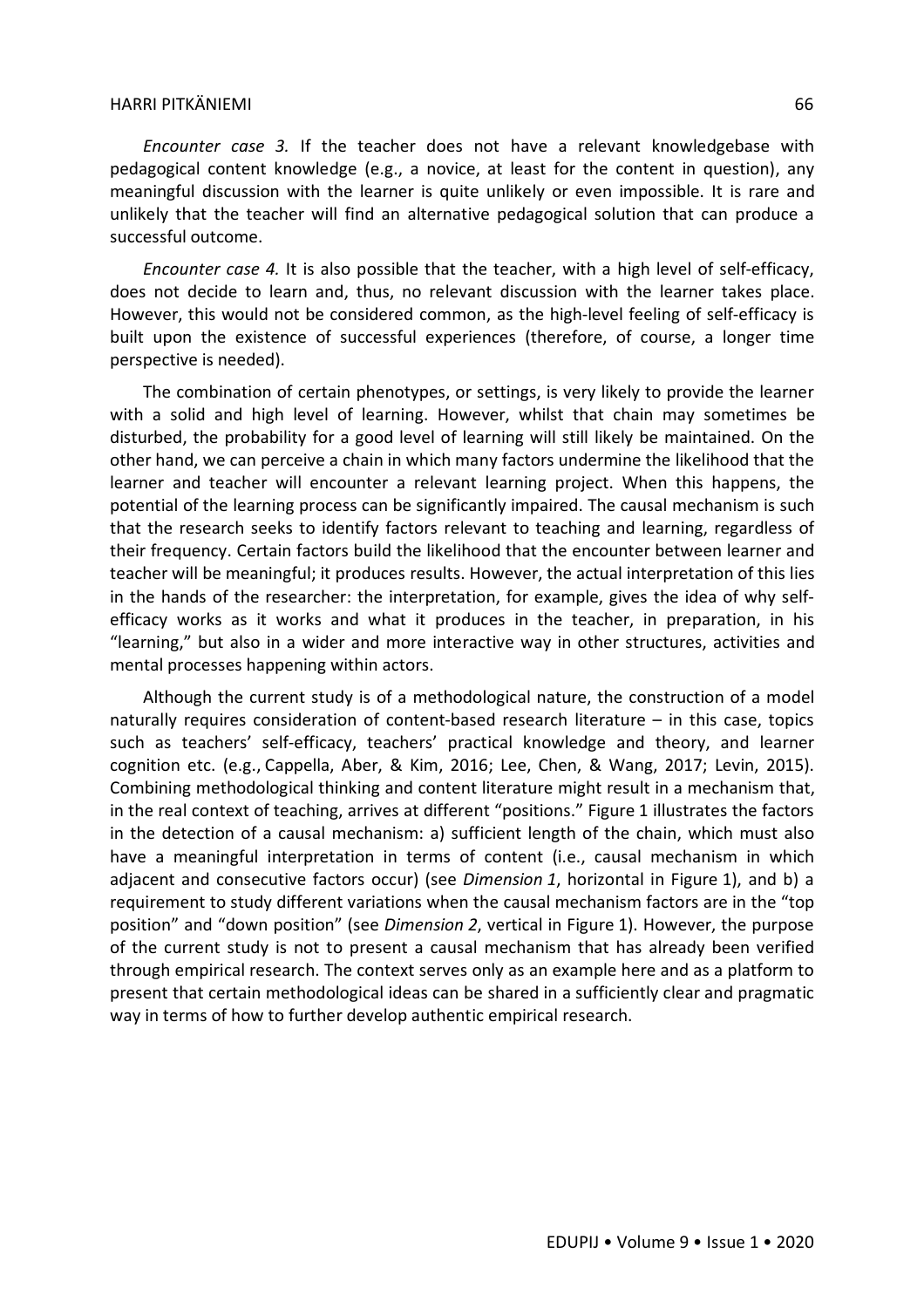*Encounter case 3.* If the teacher does not have a relevant knowledgebase with pedagogical content knowledge (e.g., a novice, at least for the content in question), any meaningful discussion with the learner is quite unlikely or even impossible. It is rare and unlikely that the teacher will find an alternative pedagogical solution that can produce a successful outcome.

*Encounter case 4.* It is also possible that the teacher, with a high level of self-efficacy, does not decide to learn and, thus, no relevant discussion with the learner takes place. However, this would not be considered common, as the high-level feeling of self-efficacy is built upon the existence of successful experiences (therefore, of course, a longer time perspective is needed).

The combination of certain phenotypes, or settings, is very likely to provide the learner with a solid and high level of learning. However, whilst that chain may sometimes be disturbed, the probability for a good level of learning will still likely be maintained. On the other hand, we can perceive a chain in which many factors undermine the likelihood that the learner and teacher will encounter a relevant learning project. When this happens, the potential of the learning process can be significantly impaired. The causal mechanism is such that the research seeks to identify factors relevant to teaching and learning, regardless of their frequency. Certain factors build the likelihood that the encounter between learner and teacher will be meaningful; it produces results. However, the actual interpretation of this lies in the hands of the researcher: the interpretation, for example, gives the idea of why self-efficacy works as it works and what it produces in the teacher, in preparation, in his "learning," but also in a wider and more interactive way in other structures, activities and mental processes happening within actors.

Although the current study is of a methodological nature, the construction of a model naturally requires consideration of content-based research literature – in this case, topics such as teachers' self-efficacy, teachers' practical knowledge and theory, and learner cognition etc. (e.g., Cappella, Aber, & Kim, 2016; Lee, Chen, & Wang, 2017; Levin, 2015). Combining methodological thinking and content literature might result in a mechanism that, in the real context of teaching, arrives at different "positions." Figure 1 illustrates the factors in the detection of a causal mechanism: a) sufficient length of the chain, which must also have a meaningful interpretation in terms of content (i.e., causal mechanism in which adjacent and consecutive factors occur) (see *Dimension 1*, horizontal in Figure 1), and b) a requirement to study different variations when the causal mechanism factors are in the "top position" and "down position" (see *Dimension 2*, vertical in Figure 1). However, the purpose of the current study is not to present a causal mechanism that has already been verified through empirical research. The context serves only as an example here and as a platform to present that certain methodological ideas can be shared in a sufficiently clear and pragmatic way in terms of how to further develop authentic empirical research.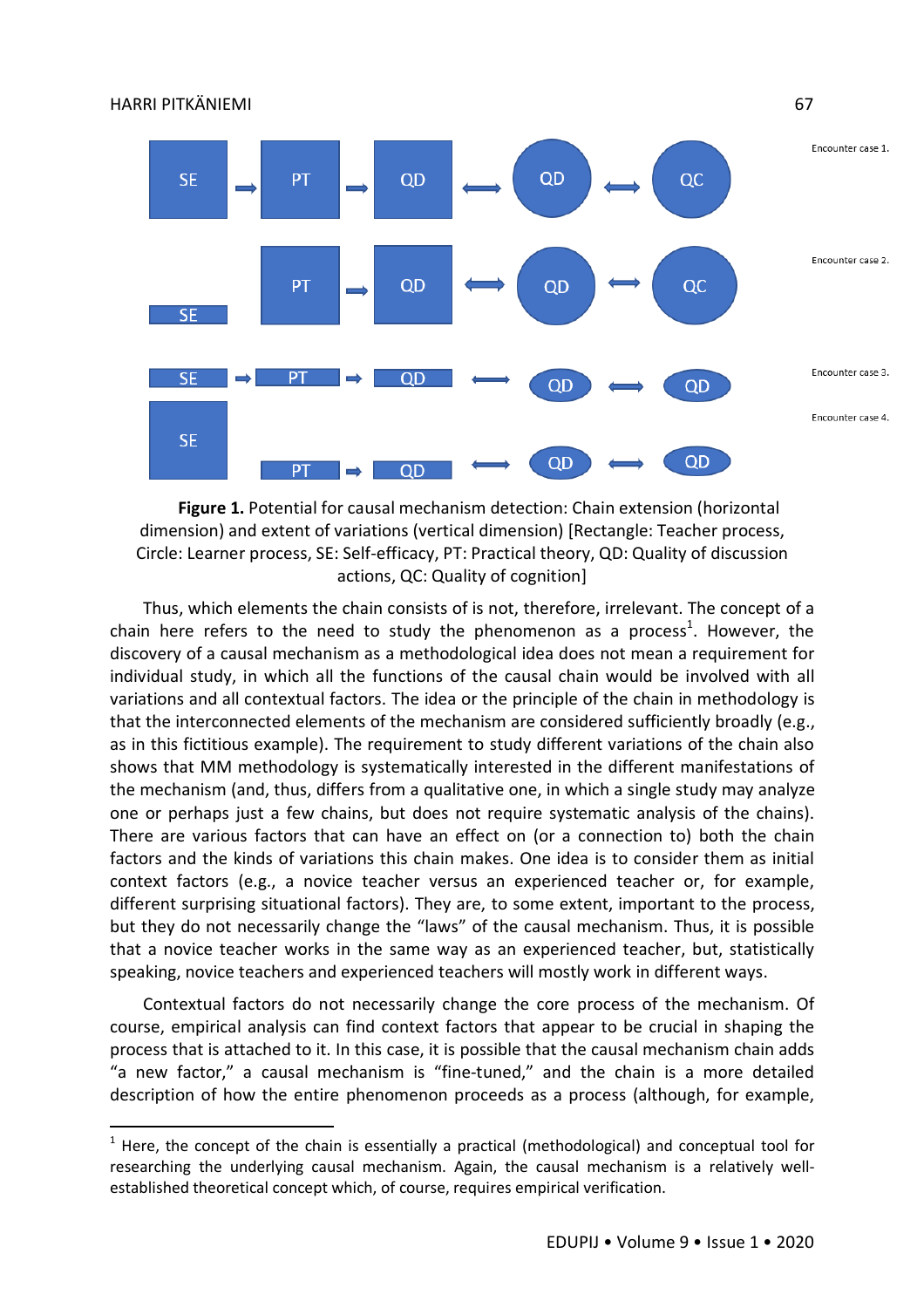**Figure 1.** Potential for causal mechanism detection: Chain extension (horizontal dimension) and extent of variations (vertical dimension) [Rectangle: Teacher process, Circle: Learner process, SE: Self-efficacy, PT: Practical theory, QD: Quality of discussion actions, QC: Quality of cognition]

Thus, which elements the chain consists of is not, therefore, irrelevant. The concept of a chain here refers to the need to study the phenomenon as a process[1]. However, the discovery of a causal mechanism as a methodological idea does not mean a requirement for individual study, in which all the functions of the causal chain would be involved with all variations and all contextual factors. The idea or the principle of the chain in methodology is that the interconnected elements of the mechanism are considered sufficiently broadly (e.g., as in this fictitious example). The requirement to study different variations of the chain also shows that MM methodology is systematically interested in the different manifestations of the mechanism (and, thus, differs from a qualitative one, in which a single study may analyze one or perhaps just a few chains, but does not require systematic analysis of the chains). There are various factors that can have an effect on (or a connection to) both the chain factors and the kinds of variations this chain makes. One idea is to consider them as initial context factors (e.g., a novice teacher versus an experienced teacher or, for example, different surprising situational factors). They are, to some extent, important to the process, but they do not necessarily change the "laws" of the causal mechanism. Thus, it is possible that a novice teacher works in the same way as an experienced teacher, but, statistically speaking, novice teachers and experienced teachers will mostly work in different ways.

Contextual factors do not necessarily change the core process of the mechanism. Of course, empirical analysis can find context factors that appear to be crucial in shaping the process that is attached to it. In this case, it is possible that the causal mechanism chain adds "a new factor," a causal mechanism is "fine-tuned," and the chain is a more detailed description of how the entire phenomenon proceeds as a process (although, for example,

---

[1] Here, the concept of the chain is essentially a practical (methodological) and conceptual tool for researching the underlying causal mechanism. Again, the causal mechanism is a relatively well-established theoretical concept which, of course, requires empirical verification.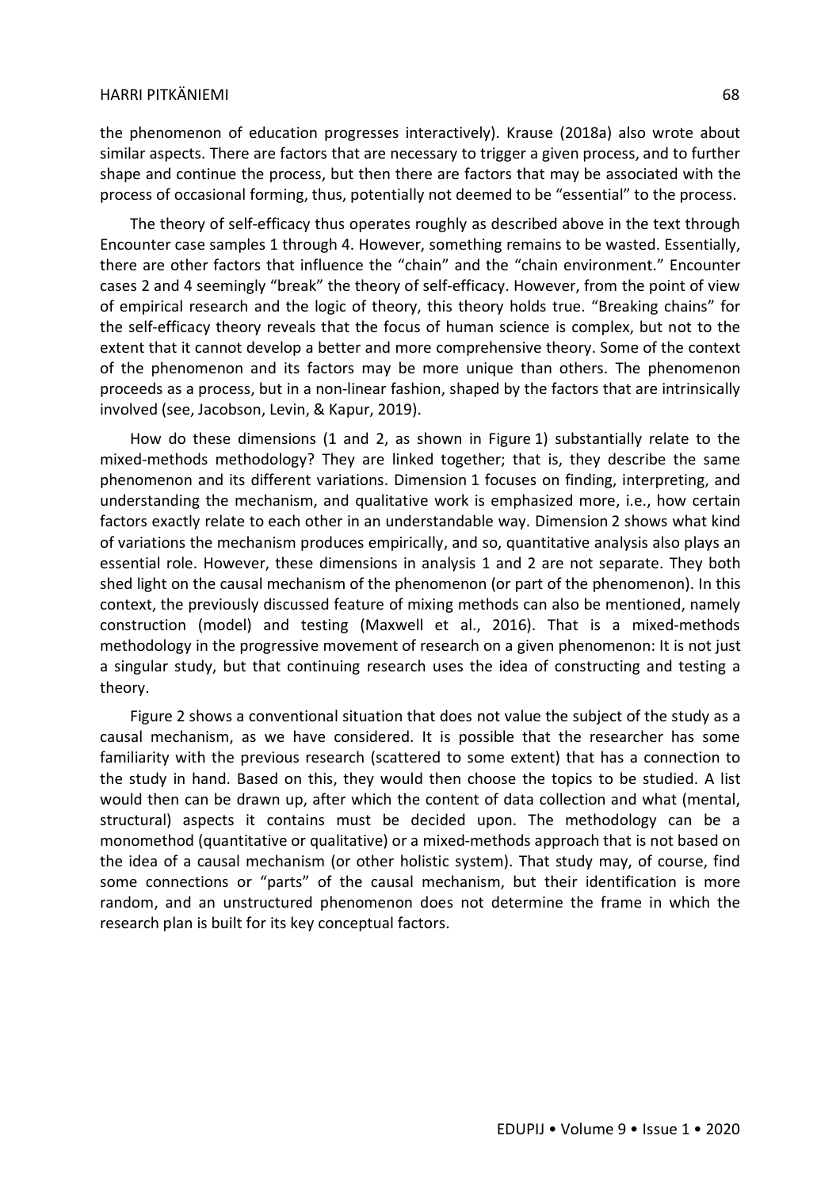the phenomenon of education progresses interactively). Krause (2018a) also wrote about similar aspects. There are factors that are necessary to trigger a given process, and to further shape and continue the process, but then there are factors that may be associated with the process of occasional forming, thus, potentially not deemed to be "essential" to the process.

The theory of self-efficacy thus operates roughly as described above in the text through Encounter case samples 1 through 4. However, something remains to be wasted. Essentially, there are other factors that influence the "chain" and the "chain environment." Encounter cases 2 and 4 seemingly "break" the theory of self-efficacy. However, from the point of view of empirical research and the logic of theory, this theory holds true. "Breaking chains" for the self-efficacy theory reveals that the focus of human science is complex, but not to the extent that it cannot develop a better and more comprehensive theory. Some of the context of the phenomenon and its factors may be more unique than others. The phenomenon proceeds as a process, but in a non-linear fashion, shaped by the factors that are intrinsically involved (see, Jacobson, Levin, & Kapur, 2019).

How do these dimensions (1 and 2, as shown in Figure 1) substantially relate to the mixed-methods methodology? They are linked together; that is, they describe the same phenomenon and its different variations. Dimension 1 focuses on finding, interpreting, and understanding the mechanism, and qualitative work is emphasized more, i.e., how certain factors exactly relate to each other in an understandable way. Dimension 2 shows what kind of variations the mechanism produces empirically, and so, quantitative analysis also plays an essential role. However, these dimensions in analysis 1 and 2 are not separate. They both shed light on the causal mechanism of the phenomenon (or part of the phenomenon). In this context, the previously discussed feature of mixing methods can also be mentioned, namely construction (model) and testing (Maxwell et al., 2016). That is a mixed-methods methodology in the progressive movement of research on a given phenomenon: It is not just a singular study, but that continuing research uses the idea of constructing and testing a theory.

Figure 2 shows a conventional situation that does not value the subject of the study as a causal mechanism, as we have considered. It is possible that the researcher has some familiarity with the previous research (scattered to some extent) that has a connection to the study in hand. Based on this, they would then choose the topics to be studied. A list would then can be drawn up, after which the content of data collection and what (mental, structural) aspects it contains must be decided upon. The methodology can be a monomethod (quantitative or qualitative) or a mixed-methods approach that is not based on the idea of a causal mechanism (or other holistic system). That study may, of course, find some connections or "parts" of the causal mechanism, but their identification is more random, and an unstructured phenomenon does not determine the frame in which the research plan is built for its key conceptual factors.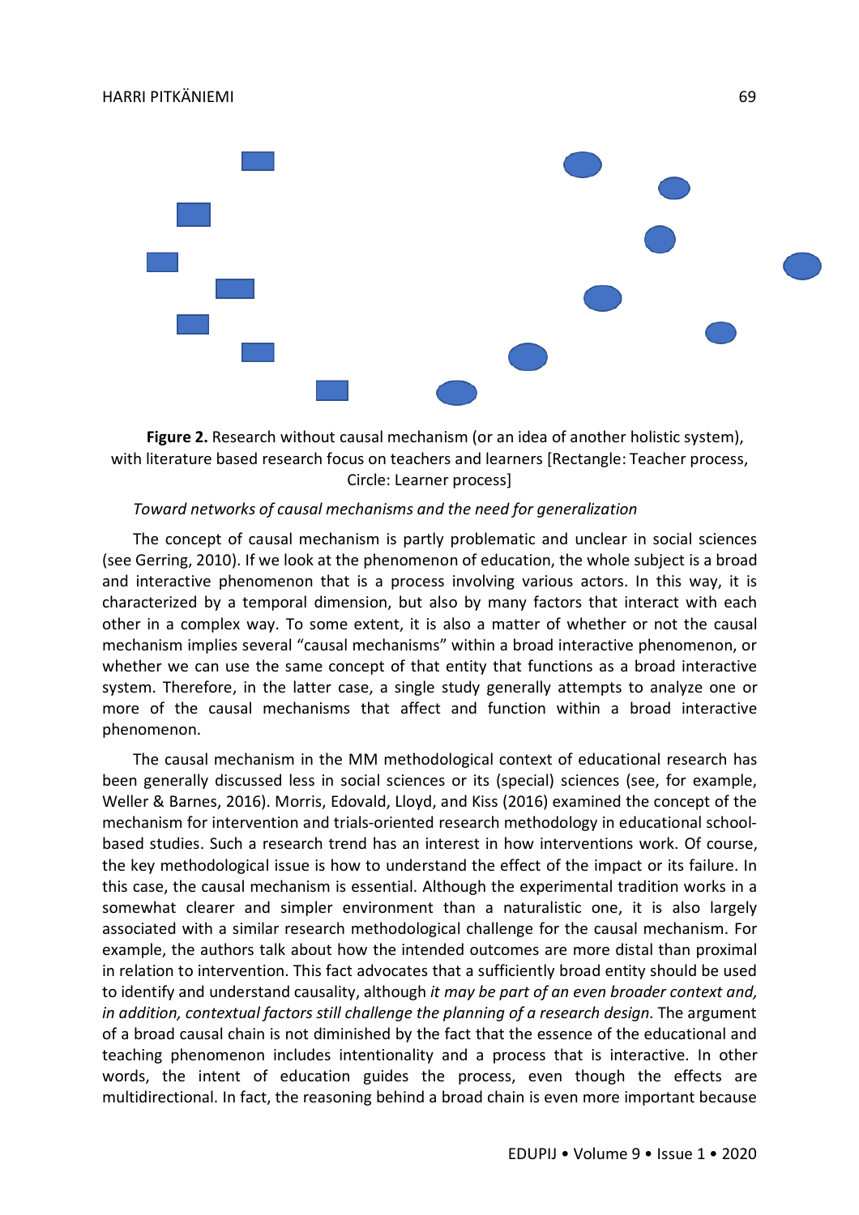**Figure 2.** Research without causal mechanism (or an idea of another holistic system), with literature based research focus on teachers and learners [Rectangle: Teacher process, Circle: Learner process]

*Toward networks of causal mechanisms and the need for generalization*

The concept of causal mechanism is partly problematic and unclear in social sciences (see Gerring, 2010). If we look at the phenomenon of education, the whole subject is a broad and interactive phenomenon that is a process involving various actors. In this way, it is characterized by a temporal dimension, but also by many factors that interact with each other in a complex way. To some extent, it is also a matter of whether or not the causal mechanism implies several "causal mechanisms" within a broad interactive phenomenon, or whether we can use the same concept of that entity that functions as a broad interactive system. Therefore, in the latter case, a single study generally attempts to analyze one or more of the causal mechanisms that affect and function within a broad interactive phenomenon.

The causal mechanism in the MM methodological context of educational research has been generally discussed less in social sciences or its (special) sciences (see, for example, Weller & Barnes, 2016). Morris, Edovald, Lloyd, and Kiss (2016) examined the concept of the mechanism for intervention and trials-oriented research methodology in educational school-based studies. Such a research trend has an interest in how interventions work. Of course, the key methodological issue is how to understand the effect of the impact or its failure. In this case, the causal mechanism is essential. Although the experimental tradition works in a somewhat clearer and simpler environment than a naturalistic one, it is also largely associated with a similar research methodological challenge for the causal mechanism. For example, the authors talk about how the intended outcomes are more distal than proximal in relation to intervention. This fact advocates that a sufficiently broad entity should be used to identify and understand causality, although *it may be part of an even broader context and, in addition, contextual factors still challenge the planning of a research design*. The argument of a broad causal chain is not diminished by the fact that the essence of the educational and teaching phenomenon includes intentionality and a process that is interactive. In other words, the intent of education guides the process, even though the effects are multidirectional. In fact, the reasoning behind a broad chain is even more important because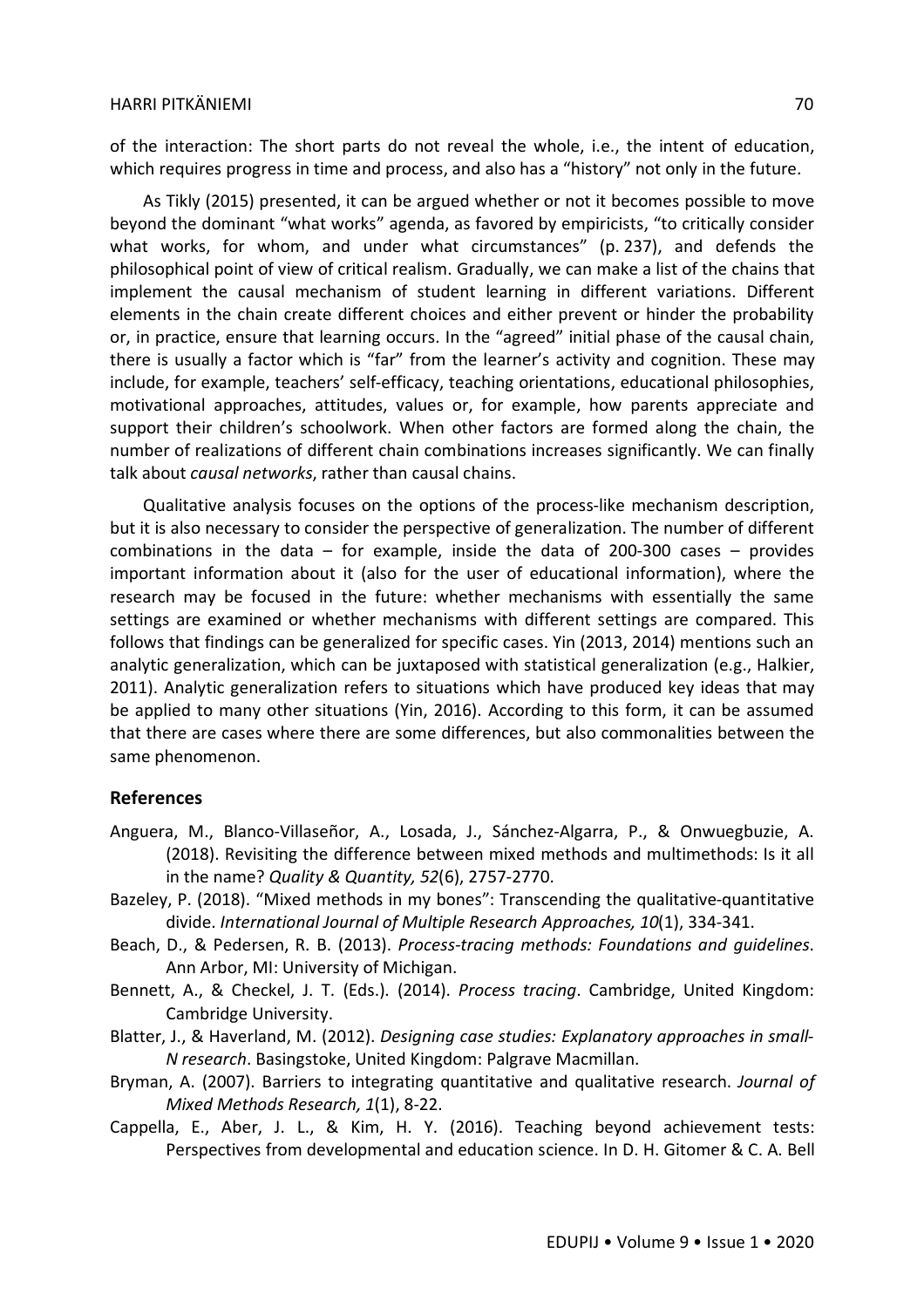of the interaction: The short parts do not reveal the whole, i.e., the intent of education, which requires progress in time and process, and also has a "history" not only in the future.

As Tikly (2015) presented, it can be argued whether or not it becomes possible to move beyond the dominant "what works" agenda, as favored by empiricists, "to critically consider what works, for whom, and under what circumstances" (p. 237), and defends the philosophical point of view of critical realism. Gradually, we can make a list of the chains that implement the causal mechanism of student learning in different variations. Different elements in the chain create different choices and either prevent or hinder the probability or, in practice, ensure that learning occurs. In the "agreed" initial phase of the causal chain, there is usually a factor which is "far" from the learner's activity and cognition. These may include, for example, teachers' self-efficacy, teaching orientations, educational philosophies, motivational approaches, attitudes, values or, for example, how parents appreciate and support their children's schoolwork. When other factors are formed along the chain, the number of realizations of different chain combinations increases significantly. We can finally talk about *causal networks*, rather than causal chains.

Qualitative analysis focuses on the options of the process-like mechanism description, but it is also necessary to consider the perspective of generalization. The number of different combinations in the data – for example, inside the data of 200-300 cases – provides important information about it (also for the user of educational information), where the research may be focused in the future: whether mechanisms with essentially the same settings are examined or whether mechanisms with different settings are compared. This follows that findings can be generalized for specific cases. Yin (2013, 2014) mentions such an analytic generalization, which can be juxtaposed with statistical generalization (e.g., Halkier, 2011). Analytic generalization refers to situations which have produced key ideas that may be applied to many other situations (Yin, 2016). According to this form, it can be assumed that there are cases where there are some differences, but also commonalities between the same phenomenon.

## References

Anguera, M., Blanco-Villaseñor, A., Losada, J., Sánchez-Algarra, P., & Onwuegbuzie, A. (2018). Revisiting the difference between mixed methods and multimethods: Is it all in the name? *Quality & Quantity, 52*(6), 2757-2770.

Bazeley, P. (2018). "Mixed methods in my bones": Transcending the qualitative-quantitative divide. *International Journal of Multiple Research Approaches, 10*(1), 334-341.

Beach, D., & Pedersen, R. B. (2013). *Process-tracing methods: Foundations and guidelines*. Ann Arbor, MI: University of Michigan.

Bennett, A., & Checkel, J. T. (Eds.). (2014). *Process tracing*. Cambridge, United Kingdom: Cambridge University.

Blatter, J., & Haverland, M. (2012). *Designing case studies: Explanatory approaches in small-N research*. Basingstoke, United Kingdom: Palgrave Macmillan.

Bryman, A. (2007). Barriers to integrating quantitative and qualitative research. *Journal of Mixed Methods Research, 1*(1), 8-22.

Cappella, E., Aber, J. L., & Kim, H. Y. (2016). Teaching beyond achievement tests: Perspectives from developmental and education science. In D. H. Gitomer & C. A. Bell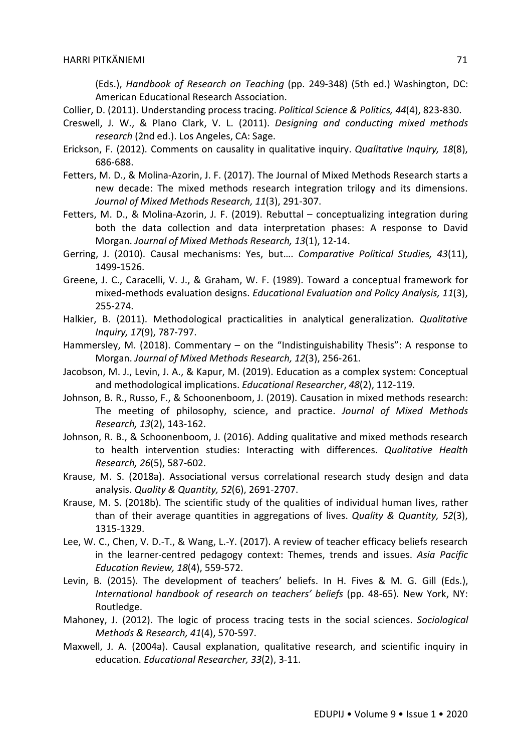(Eds.), *Handbook of Research on Teaching* (pp. 249-348) (5th ed.) Washington, DC: American Educational Research Association.

Collier, D. (2011). Understanding process tracing. *Political Science & Politics, 44*(4), 823-830.

Creswell, J. W., & Plano Clark, V. L. (2011). *Designing and conducting mixed methods research* (2nd ed.). Los Angeles, CA: Sage.

Erickson, F. (2012). Comments on causality in qualitative inquiry. *Qualitative Inquiry, 18*(8), 686-688.

Fetters, M. D., & Molina-Azorin, J. F. (2017). The Journal of Mixed Methods Research starts a new decade: The mixed methods research integration trilogy and its dimensions. *Journal of Mixed Methods Research, 11*(3), 291-307.

Fetters, M. D., & Molina-Azorin, J. F. (2019). Rebuttal – conceptualizing integration during both the data collection and data interpretation phases: A response to David Morgan. *Journal of Mixed Methods Research, 13*(1), 12-14.

Gerring, J. (2010). Causal mechanisms: Yes, but…. *Comparative Political Studies, 43*(11), 1499-1526.

Greene, J. C., Caracelli, V. J., & Graham, W. F. (1989). Toward a conceptual framework for mixed-methods evaluation designs. *Educational Evaluation and Policy Analysis, 11*(3), 255-274.

Halkier, B. (2011). Methodological practicalities in analytical generalization. *Qualitative Inquiry, 17*(9), 787-797.

Hammersley, M. (2018). Commentary – on the "Indistinguishability Thesis": A response to Morgan. *Journal of Mixed Methods Research, 12*(3), 256-261.

Jacobson, M. J., Levin, J. A., & Kapur, M. (2019). Education as a complex system: Conceptual and methodological implications. *Educational Researcher*, *48*(2), 112-119.

Johnson, B. R., Russo, F., & Schoonenboom, J. (2019). Causation in mixed methods research: The meeting of philosophy, science, and practice. *Journal of Mixed Methods Research, 13*(2), 143-162.

Johnson, R. B., & Schoonenboom, J. (2016). Adding qualitative and mixed methods research to health intervention studies: Interacting with differences. *Qualitative Health Research, 26*(5), 587-602.

Krause, M. S. (2018a). Associational versus correlational research study design and data analysis. *Quality & Quantity, 52*(6), 2691-2707.

Krause, M. S. (2018b). The scientific study of the qualities of individual human lives, rather than of their average quantities in aggregations of lives. *Quality & Quantity, 52*(3), 1315-1329.

Lee, W. C., Chen, V. D.-T., & Wang, L.-Y. (2017). A review of teacher efficacy beliefs research in the learner-centred pedagogy context: Themes, trends and issues. *Asia Pacific Education Review, 18*(4), 559-572.

Levin, B. (2015). The development of teachers' beliefs. In H. Fives & M. G. Gill (Eds.), *International handbook of research on teachers' beliefs* (pp. 48-65). New York, NY: Routledge.

Mahoney, J. (2012). The logic of process tracing tests in the social sciences. *Sociological Methods & Research, 41*(4), 570-597.

Maxwell, J. A. (2004a). Causal explanation, qualitative research, and scientific inquiry in education. *Educational Researcher, 33*(2), 3-11.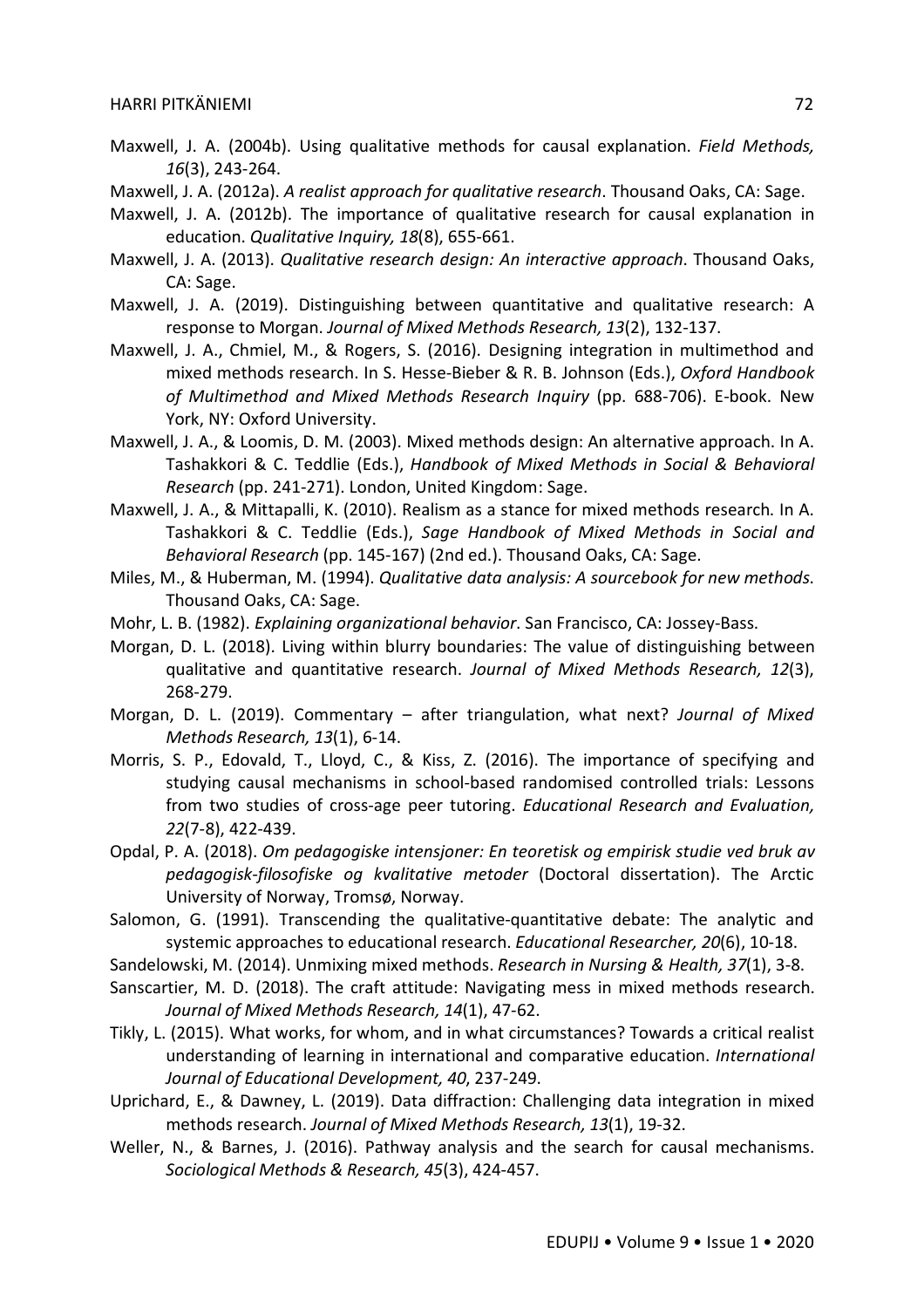Maxwell, J. A. (2004b). Using qualitative methods for causal explanation. *Field Methods, 16*(3), 243-264.

Maxwell, J. A. (2012a). *A realist approach for qualitative research*. Thousand Oaks, CA: Sage.

Maxwell, J. A. (2012b). The importance of qualitative research for causal explanation in education. *Qualitative Inquiry, 18*(8), 655-661.

Maxwell, J. A. (2013). *Qualitative research design: An interactive approach*. Thousand Oaks, CA: Sage.

Maxwell, J. A. (2019). Distinguishing between quantitative and qualitative research: A response to Morgan. *Journal of Mixed Methods Research, 13*(2), 132-137.

Maxwell, J. A., Chmiel, M., & Rogers, S. (2016). Designing integration in multimethod and mixed methods research. In S. Hesse-Bieber & R. B. Johnson (Eds.), *Oxford Handbook of Multimethod and Mixed Methods Research Inquiry* (pp. 688-706). E-book. New York, NY: Oxford University.

Maxwell, J. A., & Loomis, D. M. (2003). Mixed methods design: An alternative approach. In A. Tashakkori & C. Teddlie (Eds.), *Handbook of Mixed Methods in Social & Behavioral Research* (pp. 241-271). London, United Kingdom: Sage.

Maxwell, J. A., & Mittapalli, K. (2010). Realism as a stance for mixed methods research. In A. Tashakkori & C. Teddlie (Eds.), *Sage Handbook of Mixed Methods in Social and Behavioral Research* (pp. 145-167) (2nd ed.). Thousand Oaks, CA: Sage.

Miles, M., & Huberman, M. (1994). *Qualitative data analysis: A sourcebook for new methods*. Thousand Oaks, CA: Sage.

Mohr, L. B. (1982). *Explaining organizational behavior*. San Francisco, CA: Jossey-Bass.

Morgan, D. L. (2018). Living within blurry boundaries: The value of distinguishing between qualitative and quantitative research. *Journal of Mixed Methods Research, 12*(3), 268-279.

Morgan, D. L. (2019). Commentary – after triangulation, what next? *Journal of Mixed Methods Research, 13*(1), 6-14.

Morris, S. P., Edovald, T., Lloyd, C., & Kiss, Z. (2016). The importance of specifying and studying causal mechanisms in school-based randomised controlled trials: Lessons from two studies of cross-age peer tutoring. *Educational Research and Evaluation, 22*(7-8), 422-439.

Opdal, P. A. (2018). *Om pedagogiske intensjoner: En teoretisk og empirisk studie ved bruk av pedagogisk-filosofiske og kvalitative metoder* (Doctoral dissertation). The Arctic University of Norway, Tromsø, Norway.

Salomon, G. (1991). Transcending the qualitative-quantitative debate: The analytic and systemic approaches to educational research. *Educational Researcher, 20*(6), 10-18.

Sandelowski, M. (2014). Unmixing mixed methods. *Research in Nursing & Health, 37*(1), 3-8.

Sanscartier, M. D. (2018). The craft attitude: Navigating mess in mixed methods research. *Journal of Mixed Methods Research, 14*(1), 47-62.

Tikly, L. (2015). What works, for whom, and in what circumstances? Towards a critical realist understanding of learning in international and comparative education. *International Journal of Educational Development, 40*, 237-249.

Uprichard, E., & Dawney, L. (2019). Data diffraction: Challenging data integration in mixed methods research. *Journal of Mixed Methods Research, 13*(1), 19-32.

Weller, N., & Barnes, J. (2016). Pathway analysis and the search for causal mechanisms. *Sociological Methods & Research, 45*(3), 424-457.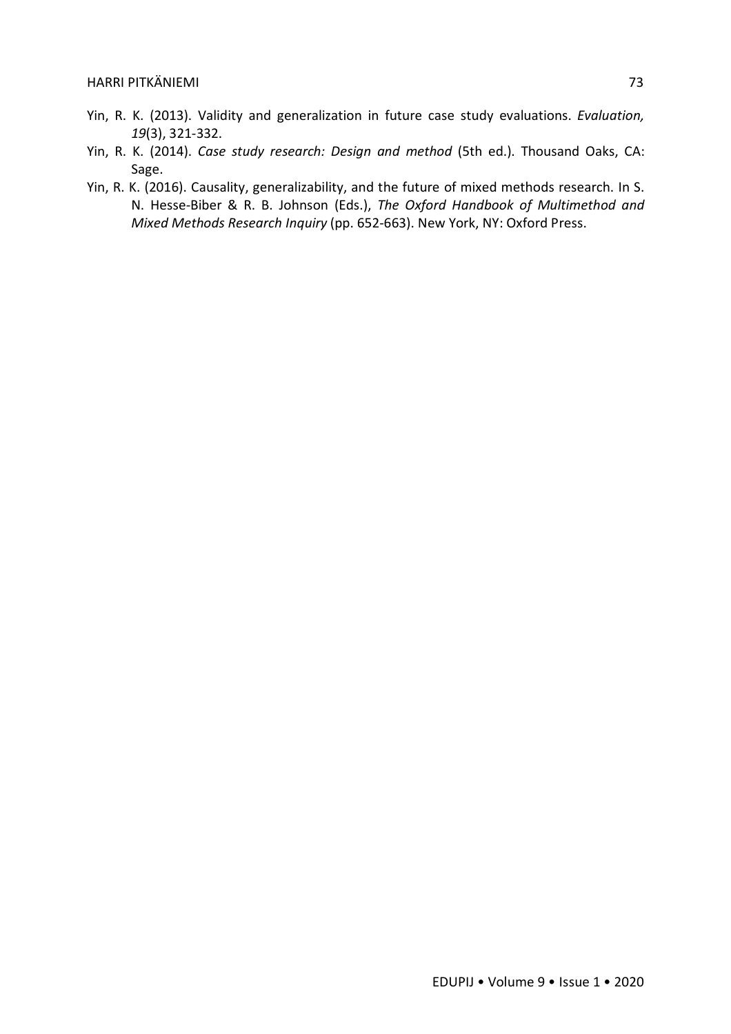Yin, R. K. (2013). Validity and generalization in future case study evaluations. *Evaluation, 19*(3), 321-332.

Yin, R. K. (2014). *Case study research: Design and method* (5th ed.). Thousand Oaks, CA: Sage.

Yin, R. K. (2016). Causality, generalizability, and the future of mixed methods research. In S. N. Hesse-Biber & R. B. Johnson (Eds.), *The Oxford Handbook of Multimethod and Mixed Methods Research Inquiry* (pp. 652-663). New York, NY: Oxford Press.